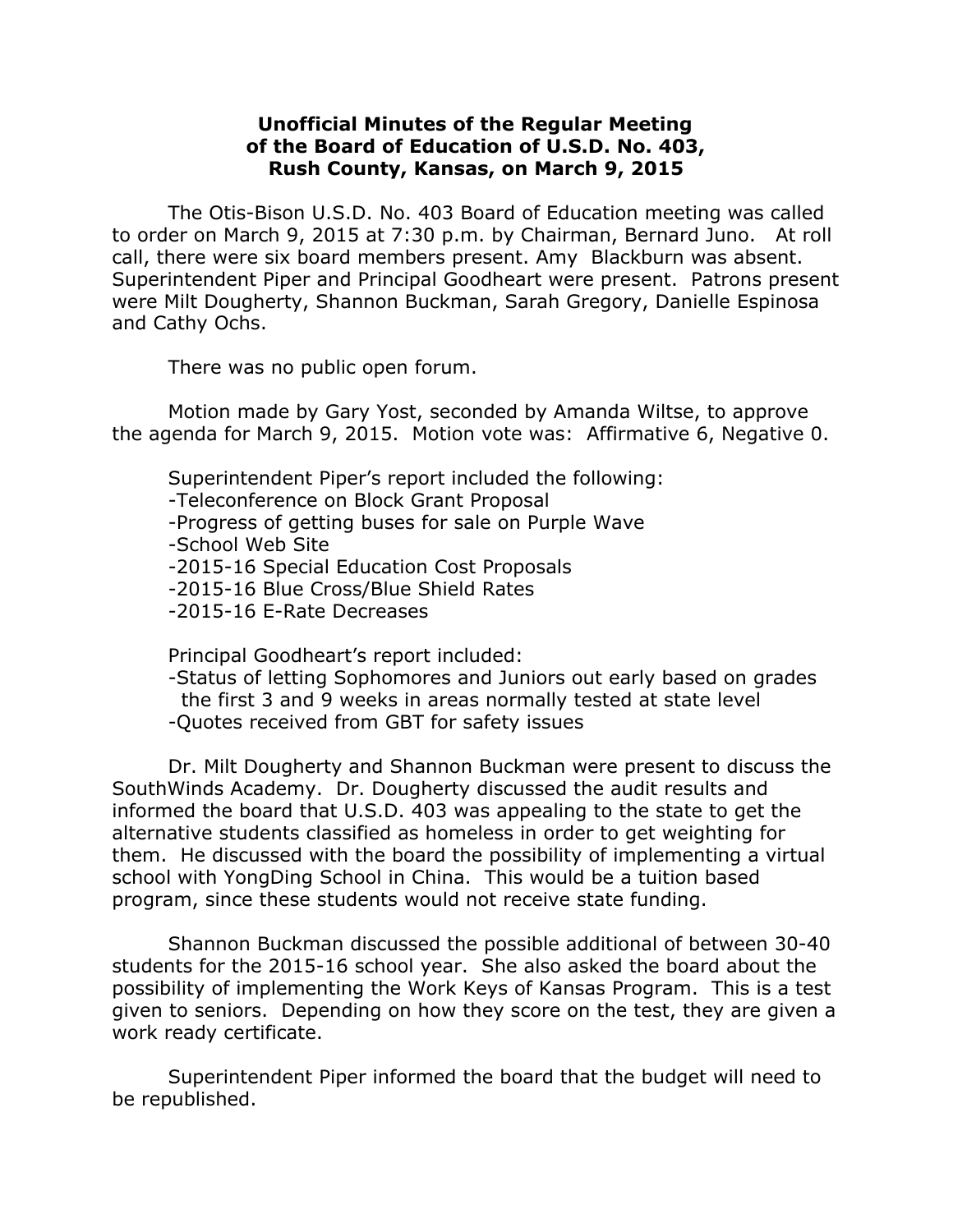# Unofficial Minutes of the Regular Meeting of the Board of Education of U.S.D. No. 403, Rush County, Kansas, on March 9, 2015

The Otis-Bison U.S.D. No. 403 Board of Education meeting was called to order on March 9, 2015 at 7:30 p.m. by Chairman, Bernard Juno. At roll call, there were six board members present. Amy Blackburn was absent. Superintendent Piper and Principal Goodheart were present. Patrons present were Milt Dougherty, Shannon Buckman, Sarah Gregory, Danielle Espinosa and Cathy Ochs.

There was no public open forum.

Motion made by Gary Yost, seconded by Amanda Wiltse, to approve the agenda for March 9, 2015. Motion vote was: Affirmative 6, Negative 0.

Superintendent Piper's report included the following:

- Teleconference on Block Grant Proposal
- Progress of getting buses for sale on Purple Wave
- School Web Site
- 2015-16 Special Education Cost Proposals
- 2015-16 Blue Cross/Blue Shield Rates
- 2015-16 E-Rate Decreases

Principal Goodheart's report included:

- Status of letting Sophomores and Juniors out early based on grades the first 3 and 9 weeks in areas normally tested at state level
- Quotes received from GBT for safety issues

Dr. Milt Dougherty and Shannon Buckman were present to discuss the SouthWinds Academy. Dr. Dougherty discussed the audit results and informed the board that U.S.D. 403 was appealing to the state to get the alternative students classified as homeless in order to get weighting for them. He discussed with the board the possibility of implementing a virtual school with YongDing School in China. This would be a tuition based program, since these students would not receive state funding.

Shannon Buckman discussed the possible additional of between 30-40 students for the 2015-16 school year. She also asked the board about the possibility of implementing the Work Keys of Kansas Program. This is a test given to seniors. Depending on how they score on the test, they are given a work ready certificate.

Superintendent Piper informed the board that the budget will need to be republished.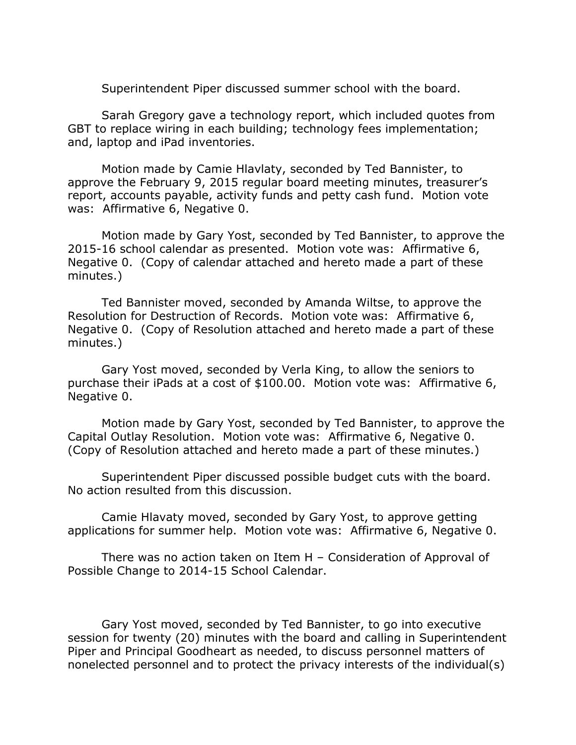Superintendent Piper discussed summer school with the board.

Sarah Gregory gave a technology report, which included quotes from GBT to replace wiring in each building; technology fees implementation; and, laptop and iPad inventories.

Motion made by Camie Hlavlaty, seconded by Ted Bannister, to approve the February 9, 2015 regular board meeting minutes, treasurer's report, accounts payable, activity funds and petty cash fund. Motion vote was: Affirmative 6, Negative 0.

Motion made by Gary Yost, seconded by Ted Bannister, to approve the 2015-16 school calendar as presented. Motion vote was: Affirmative 6, Negative 0. (Copy of calendar attached and hereto made a part of these minutes.)

Ted Bannister moved, seconded by Amanda Wiltse, to approve the Resolution for Destruction of Records. Motion vote was: Affirmative 6, Negative 0. (Copy of Resolution attached and hereto made a part of these minutes.)

Gary Yost moved, seconded by Verla King, to allow the seniors to purchase their iPads at a cost of $100.00. Motion vote was: Affirmative 6, Negative 0.

Motion made by Gary Yost, seconded by Ted Bannister, to approve the Capital Outlay Resolution. Motion vote was: Affirmative 6, Negative 0. (Copy of Resolution attached and hereto made a part of these minutes.)

Superintendent Piper discussed possible budget cuts with the board. No action resulted from this discussion.

Camie Hlavaty moved, seconded by Gary Yost, to approve getting applications for summer help. Motion vote was: Affirmative 6, Negative 0.

There was no action taken on Item H – Consideration of Approval of Possible Change to 2014-15 School Calendar.

Gary Yost moved, seconded by Ted Bannister, to go into executive session for twenty (20) minutes with the board and calling in Superintendent Piper and Principal Goodheart as needed, to discuss personnel matters of nonelected personnel and to protect the privacy interests of the individual(s)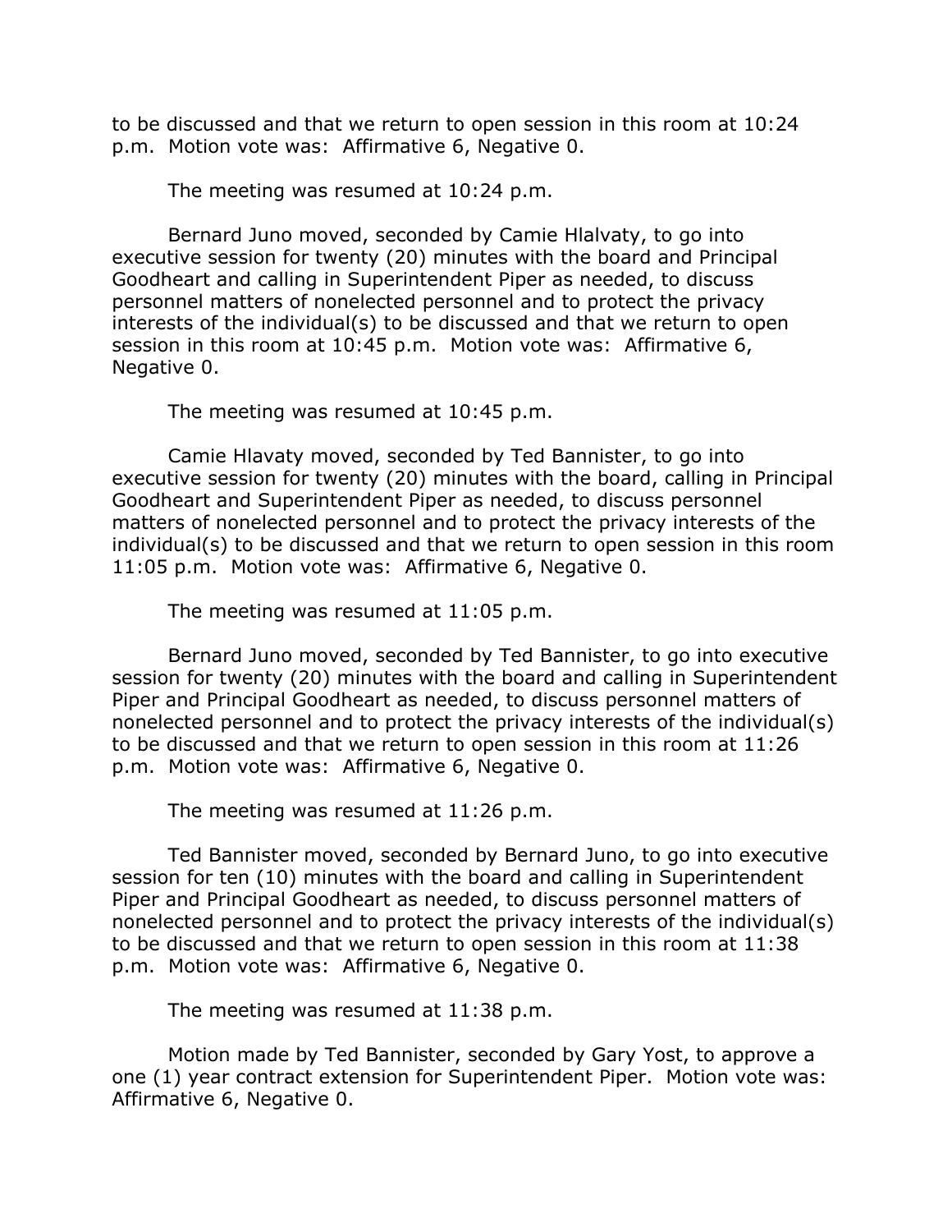to be discussed and that we return to open session in this room at 10:24 p.m. Motion vote was: Affirmative 6, Negative 0.

The meeting was resumed at 10:24 p.m.

Bernard Juno moved, seconded by Camie Hlalvaty, to go into executive session for twenty (20) minutes with the board and Principal Goodheart and calling in Superintendent Piper as needed, to discuss personnel matters of nonelected personnel and to protect the privacy interests of the individual(s) to be discussed and that we return to open session in this room at 10:45 p.m. Motion vote was: Affirmative 6, Negative 0.

The meeting was resumed at 10:45 p.m.

Camie Hlavaty moved, seconded by Ted Bannister, to go into executive session for twenty (20) minutes with the board, calling in Principal Goodheart and Superintendent Piper as needed, to discuss personnel matters of nonelected personnel and to protect the privacy interests of the individual(s) to be discussed and that we return to open session in this room 11:05 p.m. Motion vote was: Affirmative 6, Negative 0.

The meeting was resumed at 11:05 p.m.

Bernard Juno moved, seconded by Ted Bannister, to go into executive session for twenty (20) minutes with the board and calling in Superintendent Piper and Principal Goodheart as needed, to discuss personnel matters of nonelected personnel and to protect the privacy interests of the individual(s) to be discussed and that we return to open session in this room at 11:26 p.m. Motion vote was: Affirmative 6, Negative 0.

The meeting was resumed at 11:26 p.m.

Ted Bannister moved, seconded by Bernard Juno, to go into executive session for ten (10) minutes with the board and calling in Superintendent Piper and Principal Goodheart as needed, to discuss personnel matters of nonelected personnel and to protect the privacy interests of the individual(s) to be discussed and that we return to open session in this room at 11:38 p.m. Motion vote was: Affirmative 6, Negative 0.

The meeting was resumed at 11:38 p.m.

Motion made by Ted Bannister, seconded by Gary Yost, to approve a one (1) year contract extension for Superintendent Piper. Motion vote was: Affirmative 6, Negative 0.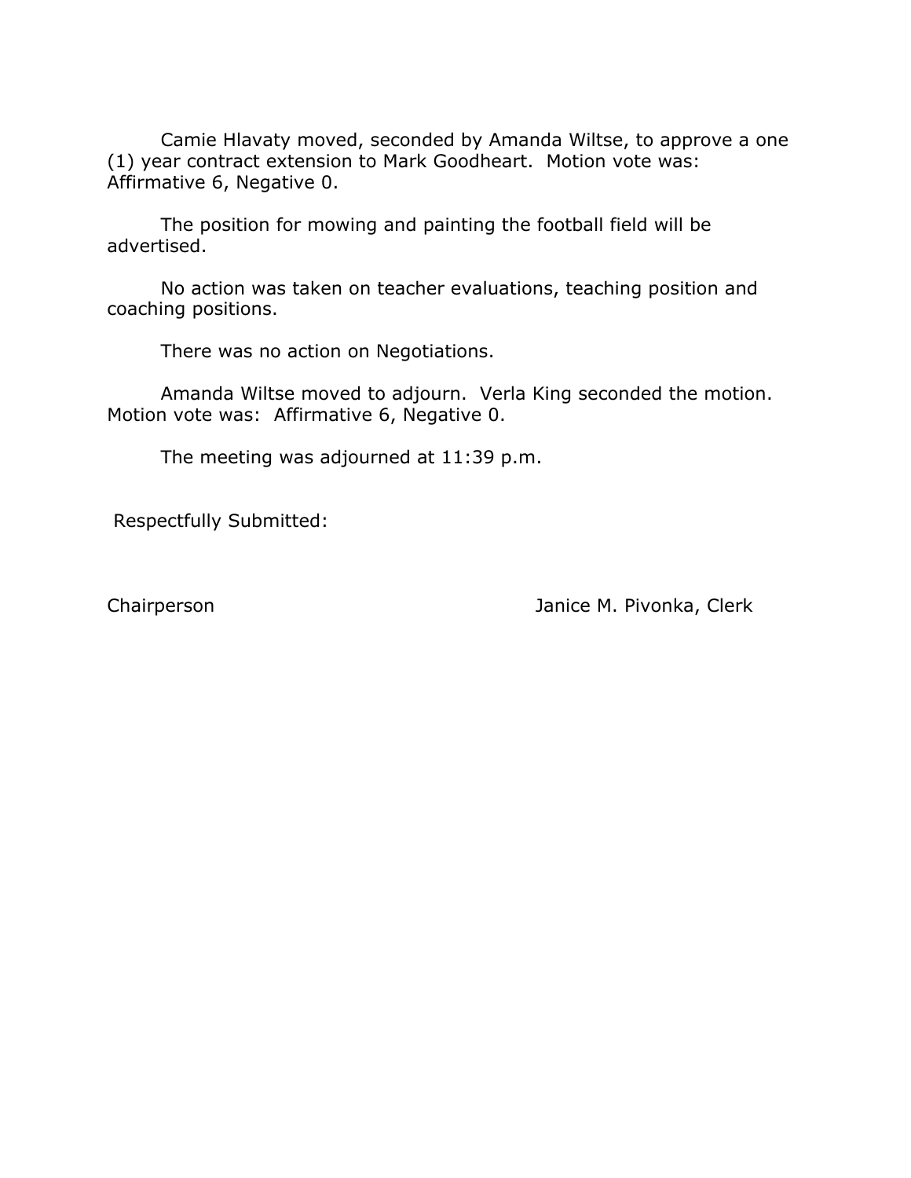Camie Hlavaty moved, seconded by Amanda Wiltse, to approve a one (1) year contract extension to Mark Goodheart. Motion vote was: Affirmative 6, Negative 0.

The position for mowing and painting the football field will be advertised.

No action was taken on teacher evaluations, teaching position and coaching positions.

There was no action on Negotiations.

Amanda Wiltse moved to adjourn. Verla King seconded the motion. Motion vote was: Affirmative 6, Negative 0.

The meeting was adjourned at 11:39 p.m.

Respectfully Submitted:

Chairperson

Janice M. Pivonka, Clerk